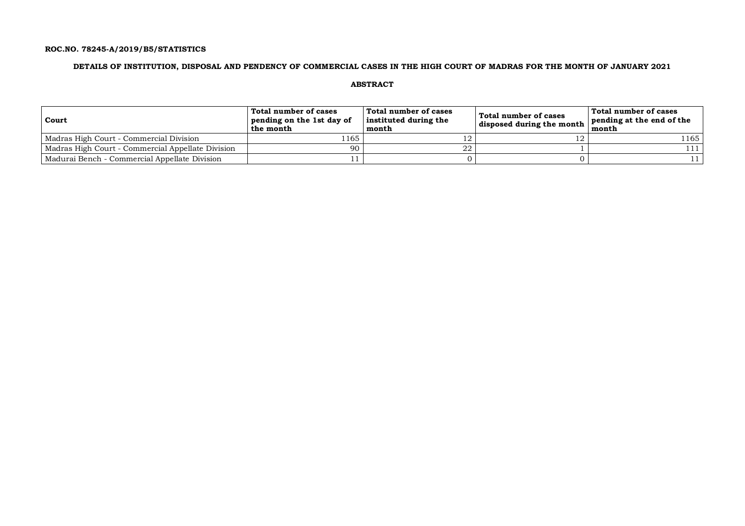**ROC.NO. 78245-A/2019/B5/STATISTICS**

**DETAILS OF INSTITUTION, DISPOSAL AND PENDENCY OF COMMERCIAL CASES IN THE HIGH COURT OF MADRAS FOR THE MONTH OF JANUARY 2021**

**ABSTRACT**

| Court | Total number of cases pending on the 1st day of the month | Total number of cases instituted during the month | Total number of cases disposed during the month | Total number of cases pending at the end of the month |
|---|---|---|---|---|
| Madras High Court - Commercial Division | 1165 | 12 | 12 | 1165 |
| Madras High Court - Commercial Appellate Division | 90 | 22 | 1 | 111 |
| Madurai Bench - Commercial Appellate Division | 11 | 0 | 0 | 11 |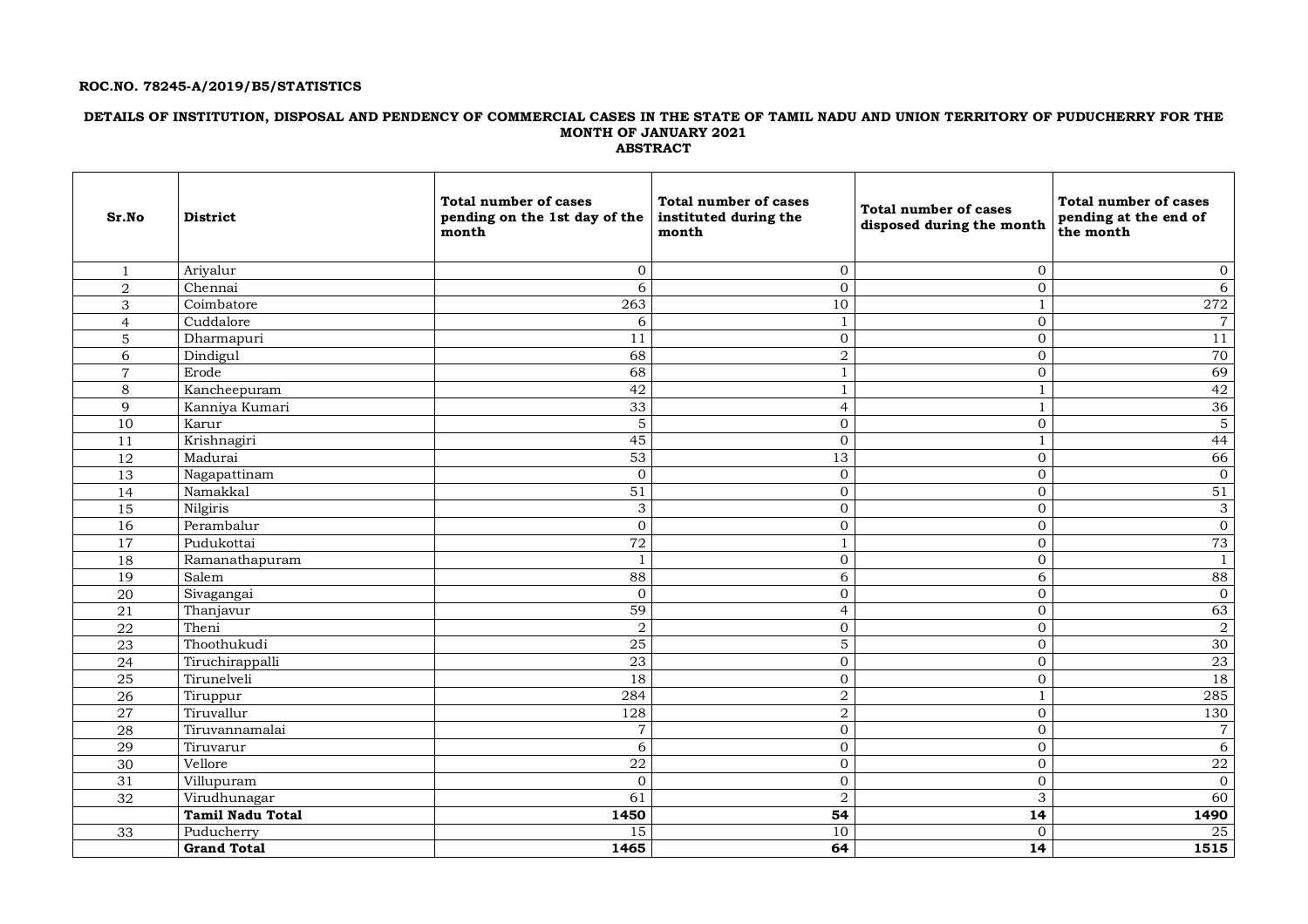**ROC.NO. 78245-A/2019/B5/STATISTICS**

**DETAILS OF INSTITUTION, DISPOSAL AND PENDENCY OF COMMERCIAL CASES IN THE STATE OF TAMIL NADU AND UNION TERRITORY OF PUDUCHERRY FOR THE MONTH OF JANUARY 2021**
**ABSTRACT**

| Sr.No | District | Total number of cases pending on the 1st day of the month | Total number of cases instituted during the month | Total number of cases disposed during the month | Total number of cases pending at the end of the month |
|---|---|---|---|---|---|
| 1 | Ariyalur | 0 | 0 | 0 | 0 |
| 2 | Chennai | 6 | 0 | 0 | 6 |
| 3 | Coimbatore | 263 | 10 | 1 | 272 |
| 4 | Cuddalore | 6 | 1 | 0 | 7 |
| 5 | Dharmapuri | 11 | 0 | 0 | 11 |
| 6 | Dindigul | 68 | 2 | 0 | 70 |
| 7 | Erode | 68 | 1 | 0 | 69 |
| 8 | Kancheepuram | 42 | 1 | 1 | 42 |
| 9 | Kanniya Kumari | 33 | 4 | 1 | 36 |
| 10 | Karur | 5 | 0 | 0 | 5 |
| 11 | Krishnagiri | 45 | 0 | 1 | 44 |
| 12 | Madurai | 53 | 13 | 0 | 66 |
| 13 | Nagapattinam | 0 | 0 | 0 | 0 |
| 14 | Namakkal | 51 | 0 | 0 | 51 |
| 15 | Nilgiris | 3 | 0 | 0 | 3 |
| 16 | Perambalur | 0 | 0 | 0 | 0 |
| 17 | Pudukottai | 72 | 1 | 0 | 73 |
| 18 | Ramanathapuram | 1 | 0 | 0 | 1 |
| 19 | Salem | 88 | 6 | 6 | 88 |
| 20 | Sivagangai | 0 | 0 | 0 | 0 |
| 21 | Thanjavur | 59 | 4 | 0 | 63 |
| 22 | Theni | 2 | 0 | 0 | 2 |
| 23 | Thoothukudi | 25 | 5 | 0 | 30 |
| 24 | Tiruchirappalli | 23 | 0 | 0 | 23 |
| 25 | Tirunelveli | 18 | 0 | 0 | 18 |
| 26 | Tiruppur | 284 | 2 | 1 | 285 |
| 27 | Tiruvallur | 128 | 2 | 0 | 130 |
| 28 | Tiruvannamalai | 7 | 0 | 0 | 7 |
| 29 | Tiruvarur | 6 | 0 | 0 | 6 |
| 30 | Vellore | 22 | 0 | 0 | 22 |
| 31 | Villupuram | 0 | 0 | 0 | 0 |
| 32 | Virudhunagar | 61 | 2 | 3 | 60 |
| | **Tamil Nadu Total** | **1450** | **54** | **14** | **1490** |
| 33 | Puducherry | 15 | 10 | 0 | 25 |
| | **Grand Total** | **1465** | **64** | **14** | **1515** |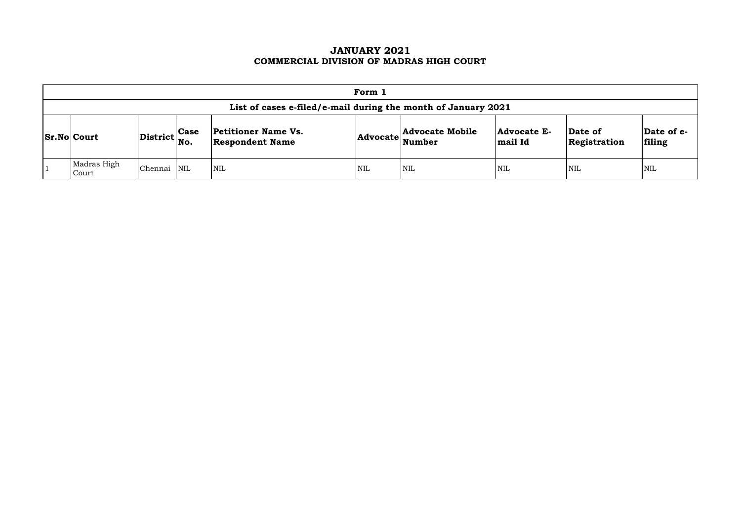# JANUARY 2021
## COMMERCIAL DIVISION OF MADRAS HIGH COURT

| Form 1 | | | | | | | | | |
|---|---|---|---|---|---|---|---|---|---|
| **List of cases e-filed/e-mail during the month of January 2021** | | | | | | | | | |
| **Sr.No** | **Court** | **District** | **Case No.** | **Petitioner Name Vs. Respondent Name** | **Advocate** | **Advocate Mobile Number** | **Advocate E-mail Id** | **Date of Registration** | **Date of e-filing** |
| 1 | Madras High Court | Chennai | NIL | NIL | NIL | NIL | NIL | NIL | NIL |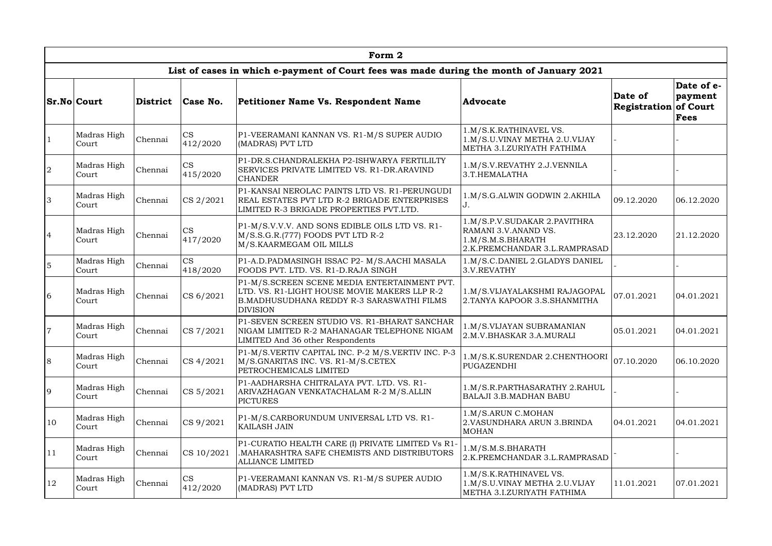| Form 2 | | | | | | | |
|---|---|---|---|---|---|---|---|
| List of cases in which e-payment of Court fees was made during the month of January 2021 | | | | | | | |
| Sr.No | Court | District | Case No. | Petitioner Name Vs. Respondent Name | Advocate | Date of Registration | Date of e-payment of Court Fees |
| 1 | Madras High Court | Chennai | CS 412/2020 | P1-VEERAMANI KANNAN VS. R1-M/S SUPER AUDIO (MADRAS) PVT LTD | 1.M/S.K.RATHINAVEL VS. 1.M/S.U.VINAY METHA 2.U.VIJAY METHA 3.I.ZURIYATH FATHIMA | - | - |
| 2 | Madras High Court | Chennai | CS 415/2020 | P1-DR.S.CHANDRALEKHA P2-ISHWARYA FERTILILTY SERVICES PRIVATE LIMITED VS. R1-DR.ARAVIND CHANDER | 1.M/S.V.REVATHY 2.J.VENNILA 3.T.HEMALATHA | - | - |
| 3 | Madras High Court | Chennai | CS 2/2021 | P1-KANSAI NEROLAC PAINTS LTD VS. R1-PERUNGUDI REAL ESTATES PVT LTD R-2 BRIGADE ENTERPRISES LIMITED R-3 BRIGADE PROPERTIES PVT.LTD. | 1.M/S.G.ALWIN GODWIN 2.AKHILA J. | 09.12.2020 | 06.12.2020 |
| 4 | Madras High Court | Chennai | CS 417/2020 | P1-M/S.V.V.V. AND SONS EDIBLE OILS LTD VS. R1-M/S.S.G.R.(777) FOODS PVT LTD R-2 M/S.KAARMEGAM OIL MILLS | 1.M/S.P.V.SUDAKAR 2.PAVITHRA RAMANI 3.V.ANAND VS. 1.M/S.M.S.BHARATH 2.K.PREMCHANDAR 3.L.RAMPRASAD | 23.12.2020 | 21.12.2020 |
| 5 | Madras High Court | Chennai | CS 418/2020 | P1-A.D.PADMASINGH ISSAC P2- M/S.AACHI MASALA FOODS PVT. LTD. VS. R1-D.RAJA SINGH | 1.M/S.C.DANIEL 2.GLADYS DANIEL 3.V.REVATHY | - | - |
| 6 | Madras High Court | Chennai | CS 6/2021 | P1-M/S.SCREEN SCENE MEDIA ENTERTAINMENT PVT. LTD. VS. R1-LIGHT HOUSE MOVIE MAKERS LLP R-2 B.MADHUSUDHANA REDDY R-3 SARASWATHI FILMS DIVISION | 1.M/S.VIJAYALAKSHMI RAJAGOPAL 2.TANYA KAPOOR 3.S.SHANMITHA | 07.01.2021 | 04.01.2021 |
| 7 | Madras High Court | Chennai | CS 7/2021 | P1-SEVEN SCREEN STUDIO VS. R1-BHARAT SANCHAR NIGAM LIMITED R-2 MAHANAGAR TELEPHONE NIGAM LIMITED And 36 other Respondents | 1.M/S.VIJAYAN SUBRAMANIAN 2.M.V.BHASKAR 3.A.MURALI | 05.01.2021 | 04.01.2021 |
| 8 | Madras High Court | Chennai | CS 4/2021 | P1-M/S.VERTIV CAPITAL INC. P-2 M/S.VERTIV INC. P-3 M/S.GNARITAS INC. VS. R1-M/S.CETEX PETROCHEMICALS LIMITED | 1.M/S.K.SURENDAR 2.CHENTHOORI PUGAZENDHI | 07.10.2020 | 06.10.2020 |
| 9 | Madras High Court | Chennai | CS 5/2021 | P1-AADHARSHA CHITRALAYA PVT. LTD. VS. R1-ARIVAZHAGAN VENKATACHALAM R-2 M/S.ALLIN PICTURES | 1.M/S.R.PARTHASARATHY 2.RAHUL BALAJI 3.B.MADHAN BABU | - | - |
| 10 | Madras High Court | Chennai | CS 9/2021 | P1-M/S.CARBORUNDUM UNIVERSAL LTD VS. R1-KAILASH JAIN | 1.M/S.ARUN C.MOHAN 2.VASUNDHARA ARUN 3.BRINDA MOHAN | 04.01.2021 | 04.01.2021 |
| 11 | Madras High Court | Chennai | CS 10/2021 | P1-CURATIO HEALTH CARE (I) PRIVATE LIMITED Vs R1-.MAHARASHTRA SAFE CHEMISTS AND DISTRIBUTORS ALLIANCE LIMITED | 1.M/S.M.S.BHARATH 2.K.PREMCHANDAR 3.L.RAMPRASAD | - | - |
| 12 | Madras High Court | Chennai | CS 412/2020 | P1-VEERAMANI KANNAN VS. R1-M/S SUPER AUDIO (MADRAS) PVT LTD | 1.M/S.K.RATHINAVEL VS. 1.M/S.U.VINAY METHA 2.U.VIJAY METHA 3.I.ZURIYATH FATHIMA | 11.01.2021 | 07.01.2021 |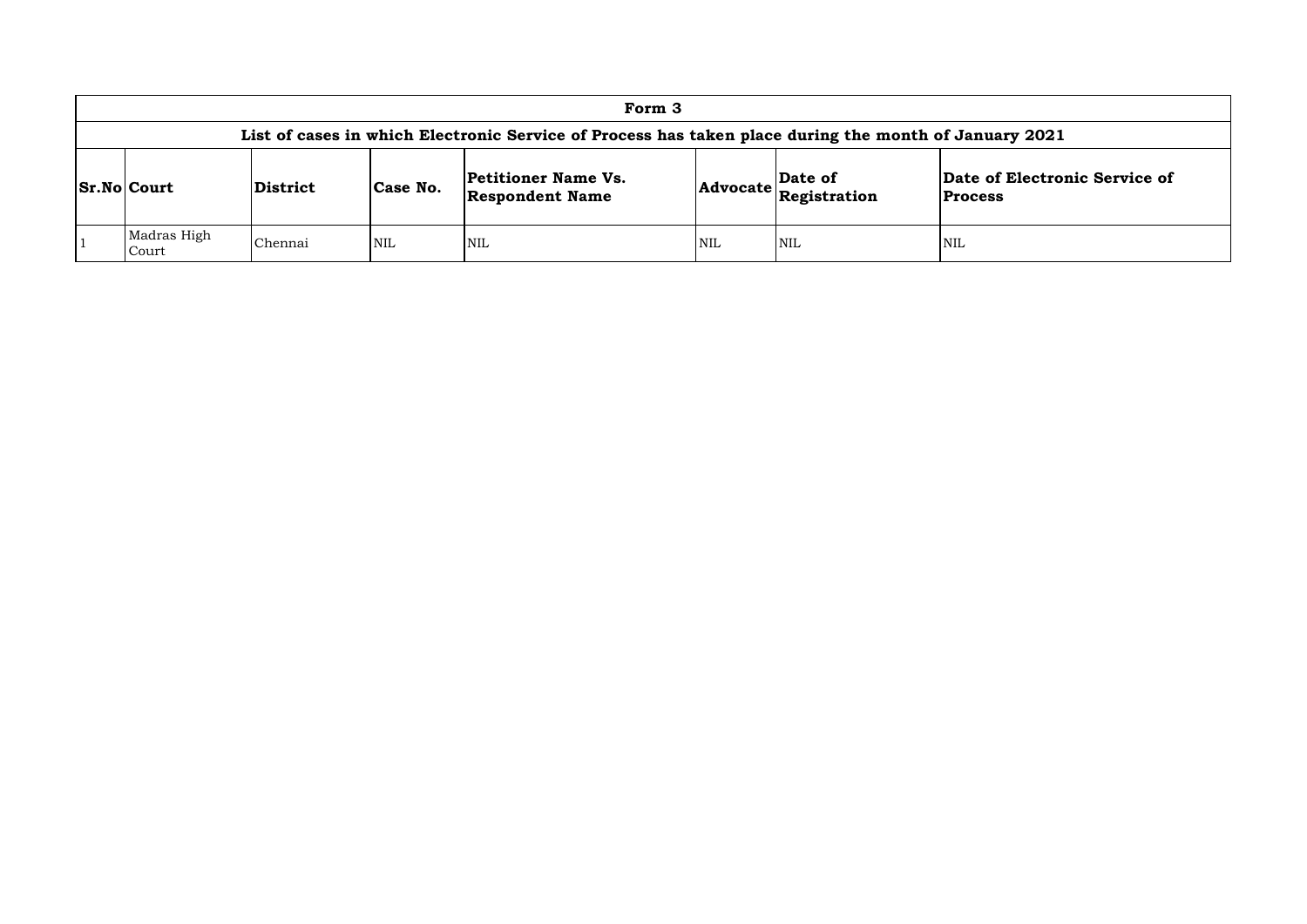| Form 3 | | | | | | | |
|---|---|---|---|---|---|---|---|
| **List of cases in which Electronic Service of Process has taken place during the month of January 2021** | | | | | | | |
| **Sr.No** | **Court** | **District** | **Case No.** | **Petitioner Name Vs. Respondent Name** | **Advocate** | **Date of Registration** | **Date of Electronic Service of Process** |
| 1 | Madras High Court | Chennai | NIL | NIL | NIL | NIL | NIL |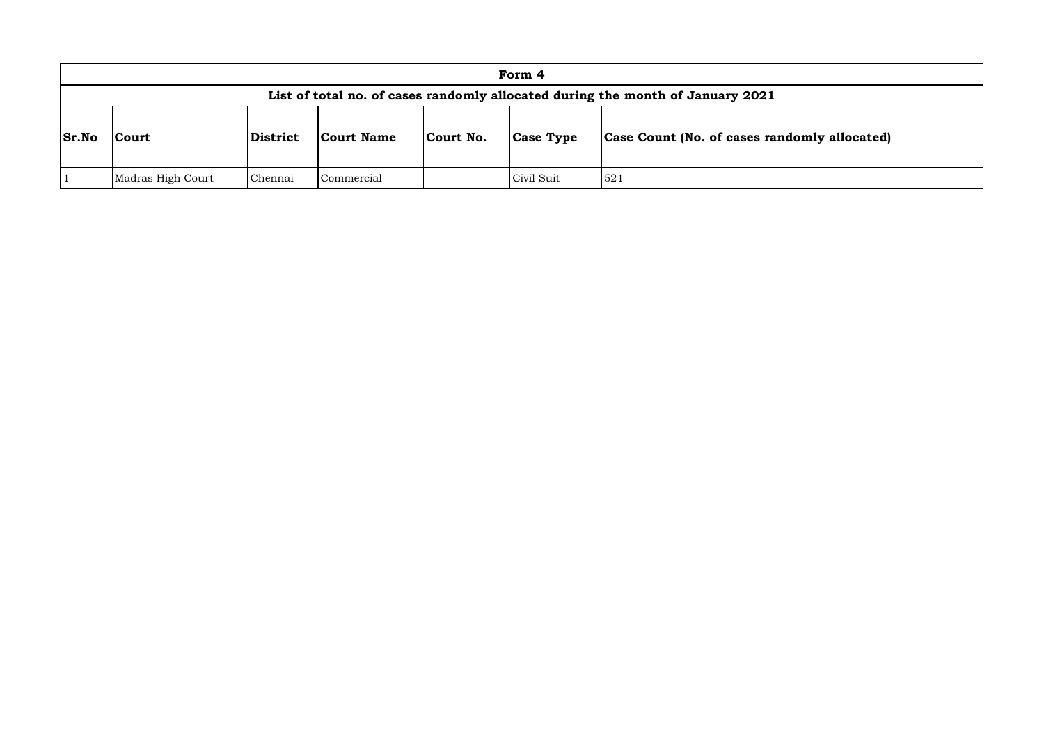| Form 4 | | | | | | |
|---|---|---|---|---|---|---|
| List of total no. of cases randomly allocated during the month of January 2021 | | | | | | |
| **Sr.No** | **Court** | **District** | **Court Name** | **Court No.** | **Case Type** | **Case Count (No. of cases randomly allocated)** |
| 1 | Madras High Court | Chennai | Commercial | | Civil Suit | 521 |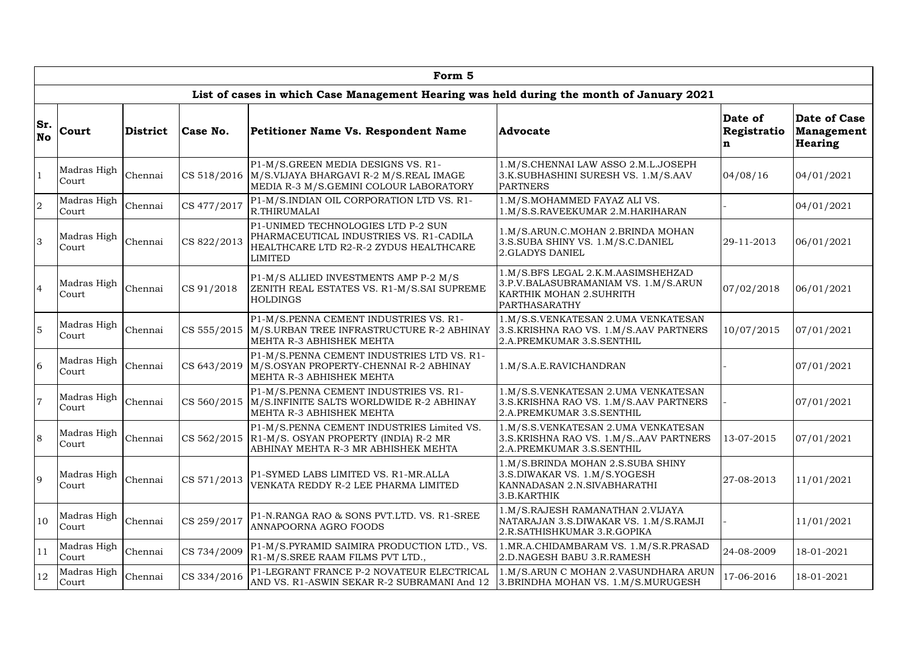| Form 5 | | | | | | | |
|---|---|---|---|---|---|---|---|
| **List of cases in which Case Management Hearing was held during the month of January 2021** | | | | | | | |
| **Sr. No** | **Court** | **District** | **Case No.** | **Petitioner Name Vs. Respondent Name** | **Advocate** | **Date of Registration** | **Date of Case Management Hearing** |
| 1 | Madras High Court | Chennai | CS 518/2016 | P1-M/S.GREEN MEDIA DESIGNS VS. R1-M/S.VIJAYA BHARGAVI R-2 M/S.REAL IMAGE MEDIA R-3 M/S.GEMINI COLOUR LABORATORY | 1.M/S.CHENNAI LAW ASSO 2.M.L.JOSEPH 3.K.SUBHASHINI SURESH VS. 1.M/S.AAV PARTNERS | 04/08/16 | 04/01/2021 |
| 2 | Madras High Court | Chennai | CS 477/2017 | P1-M/S.INDIAN OIL CORPORATION LTD VS. R1-R.THIRUMALAI | 1.M/S.MOHAMMED FAYAZ ALI VS. 1.M/S.S.RAVEEKUMAR 2.M.HARIHARAN | - | 04/01/2021 |
| 3 | Madras High Court | Chennai | CS 822/2013 | P1-UNIMED TECHNOLOGIES LTD P-2 SUN PHARMACEUTICAL INDUSTRIES VS. R1-CADILA HEALTHCARE LTD R2-R-2 ZYDUS HEALTHCARE LIMITED | 1.M/S.ARUN.C.MOHAN 2.BRINDA MOHAN 3.S.SUBA SHINY VS. 1.M/S.C.DANIEL 2.GLADYS DANIEL | 29-11-2013 | 06/01/2021 |
| 4 | Madras High Court | Chennai | CS 91/2018 | P1-M/S ALLIED INVESTMENTS AMP P-2 M/S ZENITH REAL ESTATES VS. R1-M/S.SAI SUPREME HOLDINGS | 1.M/S.BFS LEGAL 2.K.M.AASIMSHEHZAD 3.P.V.BALASUBRAMANIAM VS. 1.M/S.ARUN KARTHIK MOHAN 2.SUHRITH PARTHASARATHY | 07/02/2018 | 06/01/2021 |
| 5 | Madras High Court | Chennai | CS 555/2015 | P1-M/S.PENNA CEMENT INDUSTRIES VS. R1-M/S.URBAN TREE INFRASTRUCTURE R-2 ABHINAY MEHTA R-3 ABHISHEK MEHTA | 1.M/S.S.VENKATESAN 2.UMA VENKATESAN 3.S.KRISHNA RAO VS. 1.M/S.AAV PARTNERS 2.A.PREMKUMAR 3.S.SENTHIL | 10/07/2015 | 07/01/2021 |
| 6 | Madras High Court | Chennai | CS 643/2019 | P1-M/S.PENNA CEMENT INDUSTRIES LTD VS. R1-M/S.OSYAN PROPERTY-CHENNAI R-2 ABHINAY MEHTA R-3 ABHISHEK MEHTA | 1.M/S.A.E.RAVICHANDRAN | - | 07/01/2021 |
| 7 | Madras High Court | Chennai | CS 560/2015 | P1-M/S.PENNA CEMENT INDUSTRIES VS. R1-M/S.INFINITE SALTS WORLDWIDE R-2 ABHINAY MEHTA R-3 ABHISHEK MEHTA | 1.M/S.S.VENKATESAN 2.UMA VENKATESAN 3.S.KRISHNA RAO VS. 1.M/S.AAV PARTNERS 2.A.PREMKUMAR 3.S.SENTHIL | - | 07/01/2021 |
| 8 | Madras High Court | Chennai | CS 562/2015 | P1-M/S.PENNA CEMENT INDUSTRIES Limited VS. R1-M/S. OSYAN PROPERTY (INDIA) R-2 MR ABHINAY MEHTA R-3 MR ABHISHEK MEHTA | 1.M/S.S.VENKATESAN 2.UMA VENKATESAN 3.S.KRISHNA RAO VS. 1.M/S..AAV PARTNERS 2.A.PREMKUMAR 3.S.SENTHIL | 13-07-2015 | 07/01/2021 |
| 9 | Madras High Court | Chennai | CS 571/2013 | P1-SYMED LABS LIMITED VS. R1-MR.ALLA VENKATA REDDY R-2 LEE PHARMA LIMITED | 1.M/S.BRINDA MOHAN 2.S.SUBA SHINY 3.S.DIWAKAR VS. 1.M/S.YOGESH KANNADASAN 2.N.SIVABHARATHI 3.B.KARTHIK | 27-08-2013 | 11/01/2021 |
| 10 | Madras High Court | Chennai | CS 259/2017 | P1-N.RANGA RAO & SONS PVT.LTD. VS. R1-SREE ANNAPOORNA AGRO FOODS | 1.M/S.RAJESH RAMANATHAN 2.VIJAYA NATARAJAN 3.S.DIWAKAR VS. 1.M/S.RAMJI 2.R.SATHISHKUMAR 3.R.GOPIKA | - | 11/01/2021 |
| 11 | Madras High Court | Chennai | CS 734/2009 | P1-M/S.PYRAMID SAIMIRA PRODUCTION LTD., VS. R1-M/S.SREE RAAM FILMS PVT LTD., | 1.MR.A.CHIDAMBARAM VS. 1.M/S.R.PRASAD 2.D.NAGESH BABU 3.R.RAMESH | 24-08-2009 | 18-01-2021 |
| 12 | Madras High Court | Chennai | CS 334/2016 | P1-LEGRANT FRANCE P-2 NOVATEUR ELECTRICAL AND VS. R1-ASWIN SEKAR R-2 SUBRAMANI And 12 | 1.M/S.ARUN C MOHAN 2.VASUNDHARA ARUN 3.BRINDHA MOHAN VS. 1.M/S.MURUGESH | 17-06-2016 | 18-01-2021 |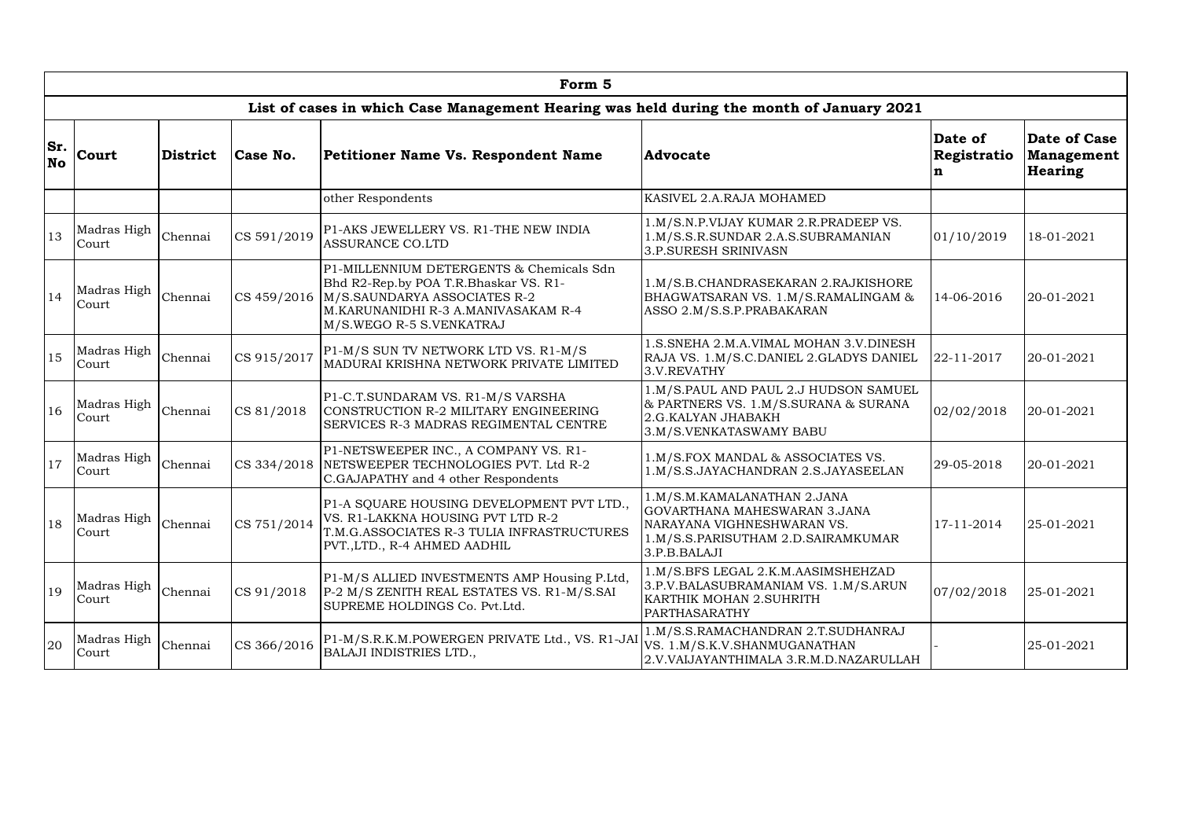| Form 5 | | | | | | | |
|---|---|---|---|---|---|---|---|
| **List of cases in which Case Management Hearing was held during the month of January 2021** | | | | | | | |
| **Sr. No** | **Court** | **District** | **Case No.** | **Petitioner Name Vs. Respondent Name** | **Advocate** | **Date of Registration** | **Date of Case Management Hearing** |
| | | | | other Respondents | KASIVEL 2.A.RAJA MOHAMED | | |
| 13 | Madras High Court | Chennai | CS 591/2019 | P1-AKS JEWELLERY VS. R1-THE NEW INDIA ASSURANCE CO.LTD | 1.M/S.N.P.VIJAY KUMAR 2.R.PRADEEP VS. 1.M/S.S.R.SUNDAR 2.A.S.SUBRAMANIAN 3.P.SURESH SRINIVASN | 01/10/2019 | 18-01-2021 |
| 14 | Madras High Court | Chennai | CS 459/2016 | P1-MILLENNIUM DETERGENTS & Chemicals Sdn Bhd R2-Rep.by POA T.R.Bhaskar VS. R1-M/S.SAUNDARYA ASSOCIATES R-2 M.KARUNANIDHI R-3 A.MANIVASAKAM R-4 M/S.WEGO R-5 S.VENKATRAJ | 1.M/S.B.CHANDRASEKARAN 2.RAJKISHORE BHAGWATSARAN VS. 1.M/S.RAMALINGAM & ASSO 2.M/S.S.P.PRABAKARAN | 14-06-2016 | 20-01-2021 |
| 15 | Madras High Court | Chennai | CS 915/2017 | P1-M/S SUN TV NETWORK LTD VS. R1-M/S MADURAI KRISHNA NETWORK PRIVATE LIMITED | 1.S.SNEHA 2.M.A.VIMAL MOHAN 3.V.DINESH RAJA VS. 1.M/S.C.DANIEL 2.GLADYS DANIEL 3.V.REVATHY | 22-11-2017 | 20-01-2021 |
| 16 | Madras High Court | Chennai | CS 81/2018 | P1-C.T.SUNDARAM VS. R1-M/S VARSHA CONSTRUCTION R-2 MILITARY ENGINEERING SERVICES R-3 MADRAS REGIMENTAL CENTRE | 1.M/S.PAUL AND PAUL 2.J HUDSON SAMUEL & PARTNERS VS. 1.M/S.SURANA & SURANA 2.G.KALYAN JHABAKH 3.M/S.VENKATASWAMY BABU | 02/02/2018 | 20-01-2021 |
| 17 | Madras High Court | Chennai | CS 334/2018 | P1-NETSWEEPER INC., A COMPANY VS. R1-NETSWEEPER TECHNOLOGIES PVT. Ltd R-2 C.GAJAPATHY and 4 other Respondents | 1.M/S.FOX MANDAL & ASSOCIATES VS. 1.M/S.S.JAYACHANDRAN 2.S.JAYASEELAN | 29-05-2018 | 20-01-2021 |
| 18 | Madras High Court | Chennai | CS 751/2014 | P1-A SQUARE HOUSING DEVELOPMENT PVT LTD., VS. R1-LAKKNA HOUSING PVT LTD R-2 T.M.G.ASSOCIATES R-3 TULIA INFRASTRUCTURES PVT.,LTD., R-4 AHMED AADHIL | 1.M/S.M.KAMALANATHAN 2.JANA GOVARTHANA MAHESWARAN 3.JANA NARAYANA VIGHNESHWARAN VS. 1.M/S.S.PARISUTHAM 2.D.SAIRAMKUMAR 3.P.B.BALAJI | 17-11-2014 | 25-01-2021 |
| 19 | Madras High Court | Chennai | CS 91/2018 | P1-M/S ALLIED INVESTMENTS AMP Housing P.Ltd, P-2 M/S ZENITH REAL ESTATES VS. R1-M/S.SAI SUPREME HOLDINGS Co. Pvt.Ltd. | 1.M/S.BFS LEGAL 2.K.M.AASIMSHEHZAD 3.P.V.BALASUBRAMANIAM VS. 1.M/S.ARUN KARTHIK MOHAN 2.SUHRITH PARTHASARATHY | 07/02/2018 | 25-01-2021 |
| 20 | Madras High Court | Chennai | CS 366/2016 | P1-M/S.R.K.M.POWERGEN PRIVATE Ltd., VS. R1-JAI BALAJI INDISTRIES LTD., | 1.M/S.S.RAMACHANDRAN 2.T.SUDHANRAJ VS. 1.M/S.K.V.SHANMUGANATHAN 2.V.VAIJAYANTHIMALA 3.R.M.D.NAZARULLAH | - | 25-01-2021 |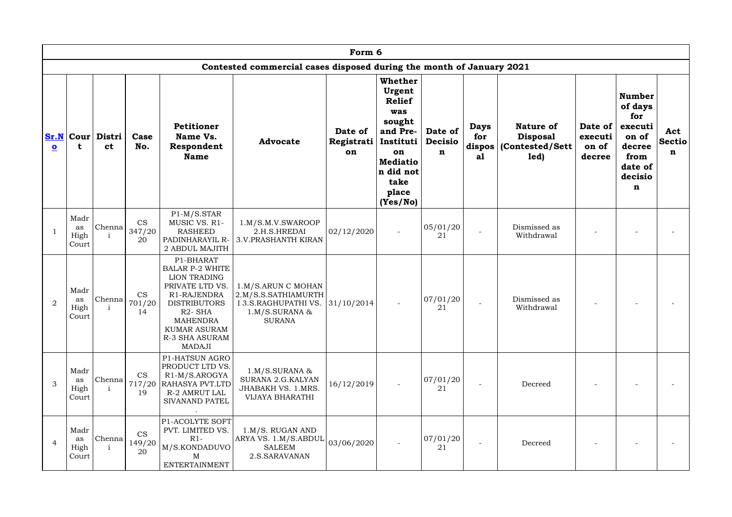| Form 6 | | | | | | | | | | | | | |
|---|---|---|---|---|---|---|---|---|---|---|---|---|---|
| Contested commercial cases disposed during the month of January 2021 | | | | | | | | | | | | | |
| **Sr.No** | **Court** | **District** | **Case No.** | **Petitioner Name Vs. Respondent Name** | **Advocate** | **Date of Registration** | **Whether Urgent Relief was sought and Pre-Institution Mediation did not take place (Yes/No)** | **Date of Decision** | **Days for disposal** | **Nature of Disposal (Contested/Settled)** | **Date of execution of decree** | **Number of days for execution of decree from date of decision** | **Act Section** |
| 1 | Madras High Court | Chennai | CS 347/2020 | P1-M/S.STAR MUSIC VS. R1-RASHEED PADINHARAYIL R-2 ABDUL MAJITH | 1.M/S.M.V.SWAROOP 2.H.S.HREDAI 3.V.PRASHANTH KIRAN | 02/12/2020 | - | 05/01/2021 | - | Dismissed as Withdrawal | - | - | - |
| 2 | Madras High Court | Chennai | CS 701/2014 | P1-BHARAT BALAR P-2 WHITE LION TRADING PRIVATE LTD VS. R1-RAJENDRA DISTRIBUTORS R2- SHA MAHENDRA KUMAR ASURAM R-3 SHA ASURAM MADAJI | 1.M/S.ARUN C MOHAN 2.M/S.S.SATHIAMURTHI 3.S.RAGHUPATHI VS. 1.M/S.SURANA & SURANA | 31/10/2014 | - | 07/01/2021 | - | Dismissed as Withdrawal | - | - | - |
| 3 | Madras High Court | Chennai | CS 717/2019 | P1-HATSUN AGRO PRODUCT LTD VS. R1-M/S.AROGYA RAHASYA PVT.LTD R-2 AMRUT LAL SIVANAND PATEL . | 1.M/S.SURANA & SURANA 2.G.KALYAN JHABAKH VS. 1.MRS. VIJAYA BHARATHI | 16/12/2019 | - | 07/01/2021 | - | Decreed | - | - | - |
| 4 | Madras High Court | Chennai | CS 149/2020 | P1-ACOLYTE SOFT PVT. LIMITED VS. R1-M/S.KONDADUVOM ENTERTAINMENT | 1.M/S. RUGAN AND ARYA VS. 1.M/S.ABDUL SALEEM 2.S.SARAVANAN | 03/06/2020 | - | 07/01/2021 | - | Decreed | - | - | - |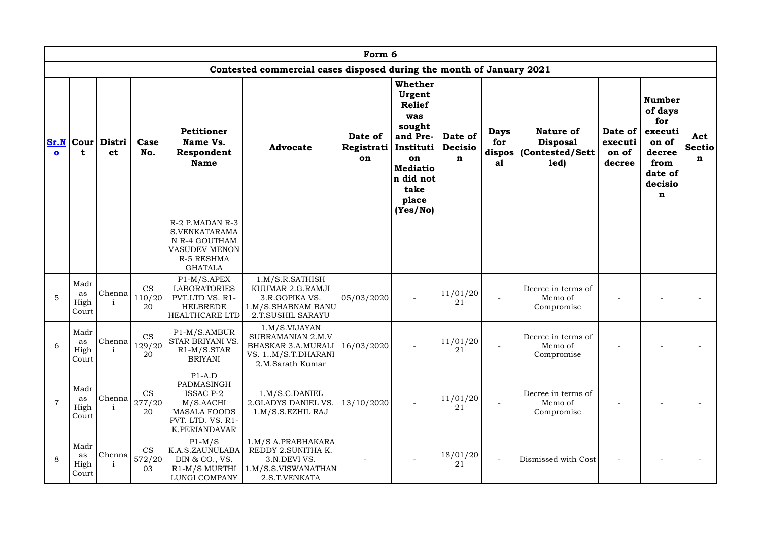| Form 6 | | | | | | | | | | | | | |
|---|---|---|---|---|---|---|---|---|---|---|---|---|---|
| Contested commercial cases disposed during the month of January 2021 | | | | | | | | | | | | | |
| **Sr.No** | **Court** | **District** | **Case No.** | **Petitioner Name Vs. Respondent Name** | **Advocate** | **Date of Registration** | **Whether Urgent Relief was sought and Pre-Institution Mediation did not take place (Yes/No)** | **Date of Decision** | **Days for disposal** | **Nature of Disposal (Contested/Settled)** | **Date of execution of decree** | **Number of days for execution of decree from date of decision** | **Act Section** |
| | | | | R-2 P.MADAN R-3 S.VENKATARAMAN R-4 GOUTHAM VASUDEV MENON R-5 RESHMA GHATALA | | | | | | | | | |
| 5 | Madras High Court | Chennai | CS 110/2020 | P1-M/S.APEX LABORATORIES PVT.LTD VS. R1-HELBREDE HEALTHCARE LTD | 1.M/S.R.SATHISH KUUMAR 2.G.RAMJI 3.R.GOPIKA VS. 1.M/S.SHABNAM BANU 2.T.SUSHIL SARAYU | 05/03/2020 | - | 11/01/2021 | - | Decree in terms of Memo of Compromise | - | - | - |
| 6 | Madras High Court | Chennai | CS 129/2020 | P1-M/S.AMBUR STAR BRIYANI VS. R1-M/S.STAR BRIYANI | 1.M/S.VIJAYAN SUBRAMANIAN 2.M.V BHASKAR 3.A.MURALI VS. 1..M/S.T.DHARANI 2.M.Sarath Kumar | 16/03/2020 | - | 11/01/2021 | - | Decree in terms of Memo of Compromise | - | - | - |
| 7 | Madras High Court | Chennai | CS 277/2020 | P1-A.D PADMASINGH ISSAC P-2 M/S.AACHI MASALA FOODS PVT. LTD. VS. R1-K.PERIANDAVAR | 1.M/S.C.DANIEL 2.GLADYS DANIEL VS. 1.M/S.S.EZHIL RAJ | 13/10/2020 | - | 11/01/2021 | - | Decree in terms of Memo of Compromise | - | - | - |
| 8 | Madras High Court | Chennai | CS 572/2003 | P1-M/S K.A.S.ZAUNULABADIN & CO., VS. R1-M/S MURTHI LUNGI COMPANY | 1.M/S A.PRABHAKARA REDDY 2.SUNITHA K. 3.N.DEVI VS. 1.M/S.S.VISWANATHAN 2.S.T.VENKATA | - | - | 18/01/2021 | - | Dismissed with Cost | - | - | - |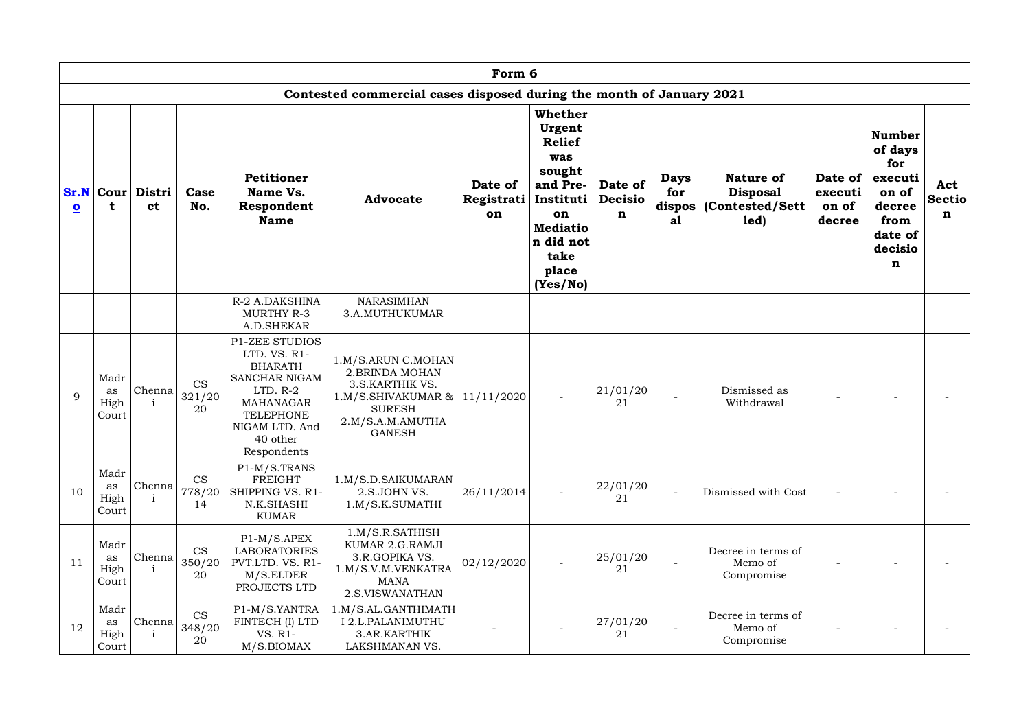# Form 6

## Contested commercial cases disposed during the month of January 2021

| Sr.No | Court | District | Case No. | Petitioner Name Vs. Respondent Name | Advocate | Date of Registration | Whether Urgent Relief was sought and Pre-Institution Mediation did not take place (Yes/No) | Date of Decision | Days for disposal | Nature of Disposal (Contested/Settled) | Date of execution of decree | Number of days for execution of decree from date of decision | Act Section |
|---|---|---|---|---|---|---|---|---|---|---|---|---|---|
| | | | | R-2 A.DAKSHINA MURTHY R-3 A.D.SHEKAR | NARASIMHAN 3.A.MUTHUKUMAR | | | | | | | | |
| 9 | Madras High Court | Chennai | CS 321/2020 | P1-ZEE STUDIOS LTD. VS. R1-BHARATH SANCHAR NIGAM LTD. R-2 MAHANAGAR TELEPHONE NIGAM LTD. And 40 other Respondents | 1.M/S.ARUN C.MOHAN 2.BRINDA MOHAN 3.S.KARTHIK VS. 1.M/S.SHIVAKUMAR & SURESH 2.M/S.A.M.AMUTHA GANESH | 11/11/2020 | - | 21/01/2021 | - | Dismissed as Withdrawal | - | - | - |
| 10 | Madras High Court | Chennai | CS 778/2014 | P1-M/S.TRANS FREIGHT SHIPPING VS. R1-N.K.SHASHI KUMAR | 1.M/S.D.SAIKUMARAN 2.S.JOHN VS. 1.M/S.K.SUMATHI | 26/11/2014 | - | 22/01/2021 | - | Dismissed with Cost | - | - | - |
| 11 | Madras High Court | Chennai | CS 350/2020 | P1-M/S.APEX LABORATORIES PVT.LTD. VS. R1-M/S.ELDER PROJECTS LTD | 1.M/S.R.SATHISH KUMAR 2.G.RAMJI 3.R.GOPIKA VS. 1.M/S.V.M.VENKATRAMANA 2.S.VISWANATHAN | 02/12/2020 | - | 25/01/2021 | - | Decree in terms of Memo of Compromise | - | - | - |
| 12 | Madras High Court | Chennai | CS 348/2020 | P1-M/S.YANTRA FINTECH (I) LTD VS. R1-M/S.BIOMAX | 1.M/S.AL.GANTHIMATHI 2.L.PALANIMUTHU 3.AR.KARTHIK LAKSHMANAN VS. | - | - | 27/01/2021 | - | Decree in terms of Memo of Compromise | - | - | - |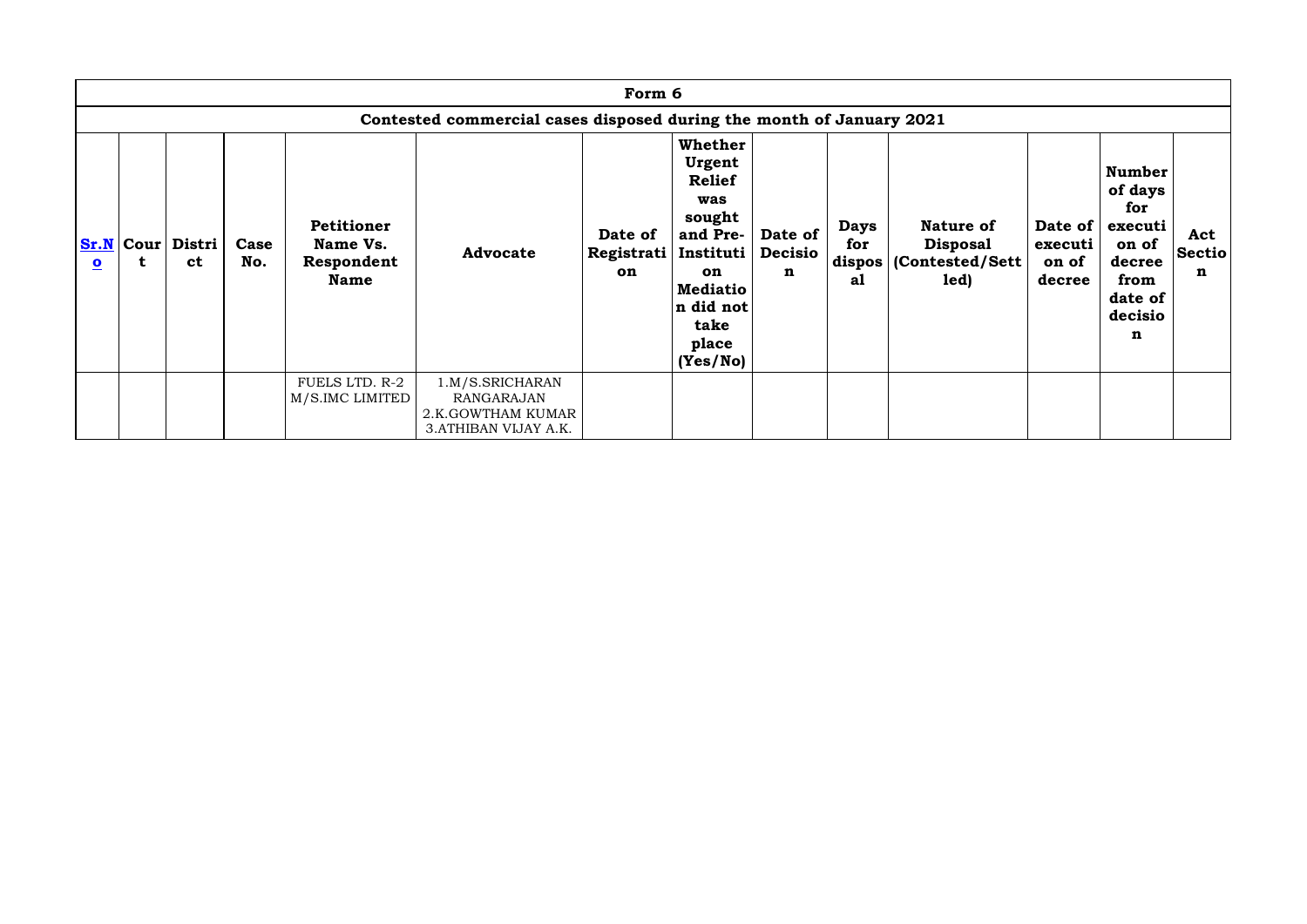| Form 6 | | | | | | | | | | | | | |
|---|---|---|---|---|---|---|---|---|---|---|---|---|---|
| Contested commercial cases disposed during the month of January 2021 | | | | | | | | | | | | | |
| **Sr.No** | **Court** | **District** | **Case No.** | **Petitioner Name Vs. Respondent Name** | **Advocate** | **Date of Registration** | **Whether Urgent Relief was sought and Pre-Institution Mediation did not take place (Yes/No)** | **Date of Decision** | **Days for disposal** | **Nature of Disposal (Contested/Settled)** | **Date of execution of decree** | **Number of days for execution of decree from date of decision** | **Act Section** |
| | | | | FUELS LTD. R-2 M/S.IMC LIMITED | 1.M/S.SRICHARAN RANGARAJAN 2.K.GOWTHAM KUMAR 3.ATHIBAN VIJAY A.K. | | | | | | | | |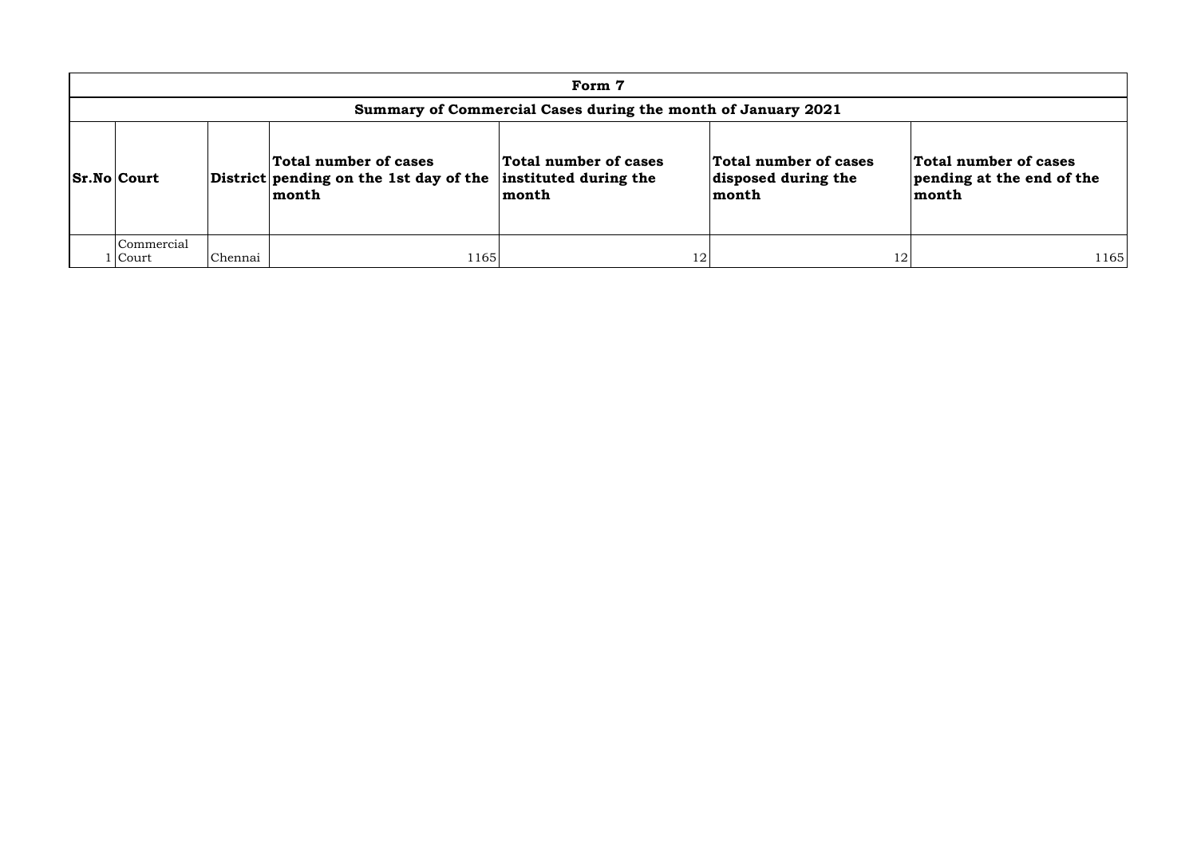| Form 7 | | | | | | |
|---|---|---|---|---|---|---|
| **Summary of Commercial Cases during the month of January 2021** | | | | | | |
| **Sr.No** | **Court** | **District** | **Total number of cases pending on the 1st day of the month** | **Total number of cases instituted during the month** | **Total number of cases disposed during the month** | **Total number of cases pending at the end of the month** |
| 1 | Commercial Court | Chennai | 1165 | 12 | 12 | 1165 |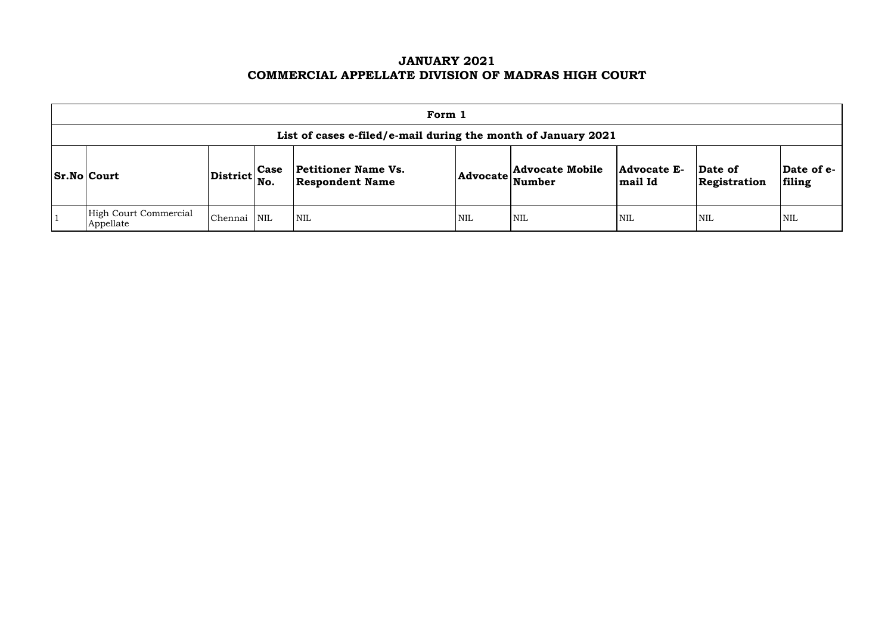# JANUARY 2021
# COMMERCIAL APPELLATE DIVISION OF MADRAS HIGH COURT

| Form 1 | | | | | | | | | |
|---|---|---|---|---|---|---|---|---|---|
| **List of cases e-filed/e-mail during the month of January 2021** | | | | | | | | | |
| **Sr.No** | **Court** | **District** | **Case No.** | **Petitioner Name Vs. Respondent Name** | **Advocate** | **Advocate Mobile Number** | **Advocate E-mail Id** | **Date of Registration** | **Date of e-filing** |
| 1 | High Court Commercial Appellate | Chennai | NIL | NIL | NIL | NIL | NIL | NIL | NIL |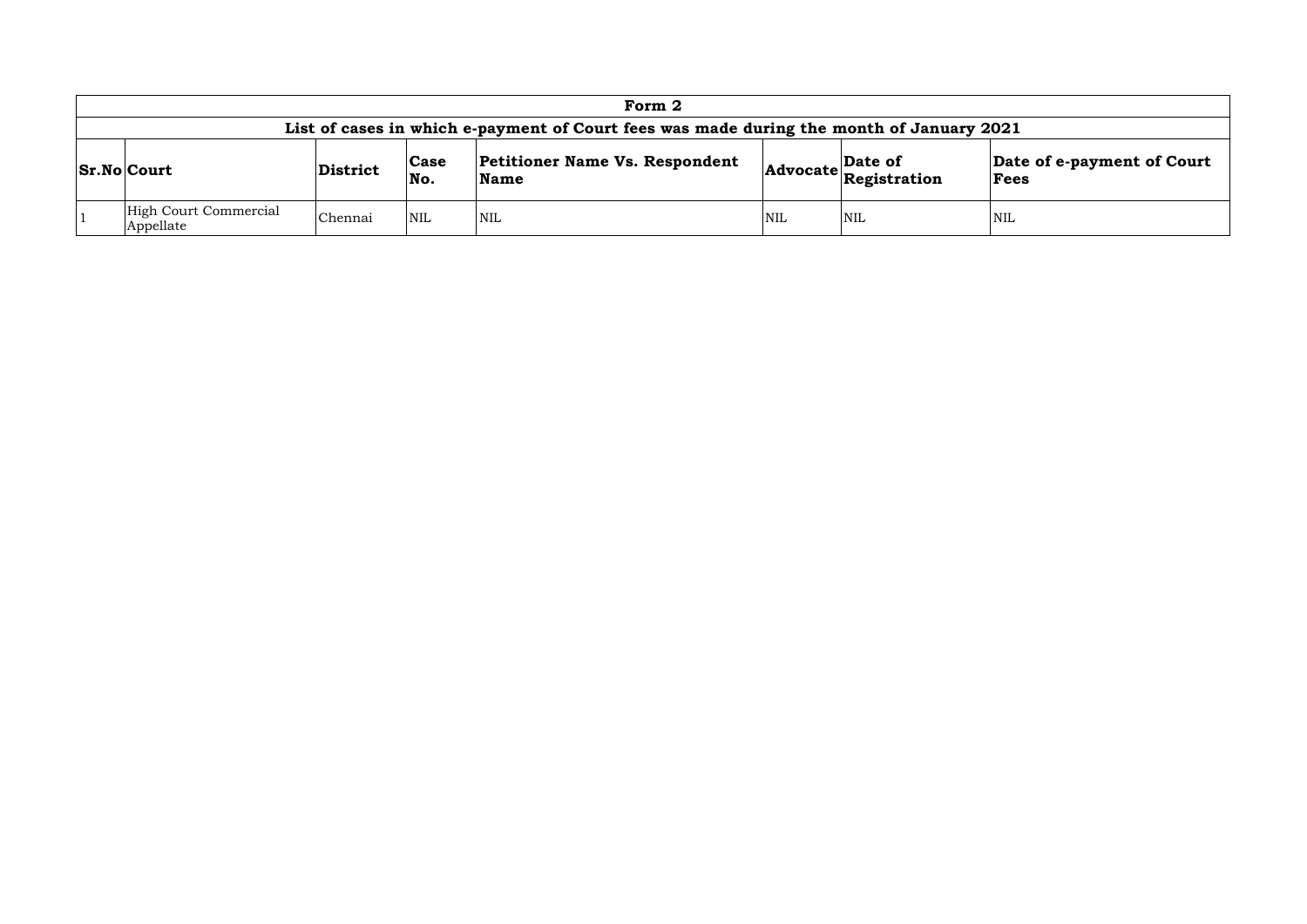| Form 2 | | | | | | | |
|---|---|---|---|---|---|---|---|
| **List of cases in which e-payment of Court fees was made during the month of January 2021** | | | | | | | |
| **Sr.No** | **Court** | **District** | **Case No.** | **Petitioner Name Vs. Respondent Name** | **Advocate** | **Date of Registration** | **Date of e-payment of Court Fees** |
| 1 | High Court Commercial Appellate | Chennai | NIL | NIL | NIL | NIL | NIL |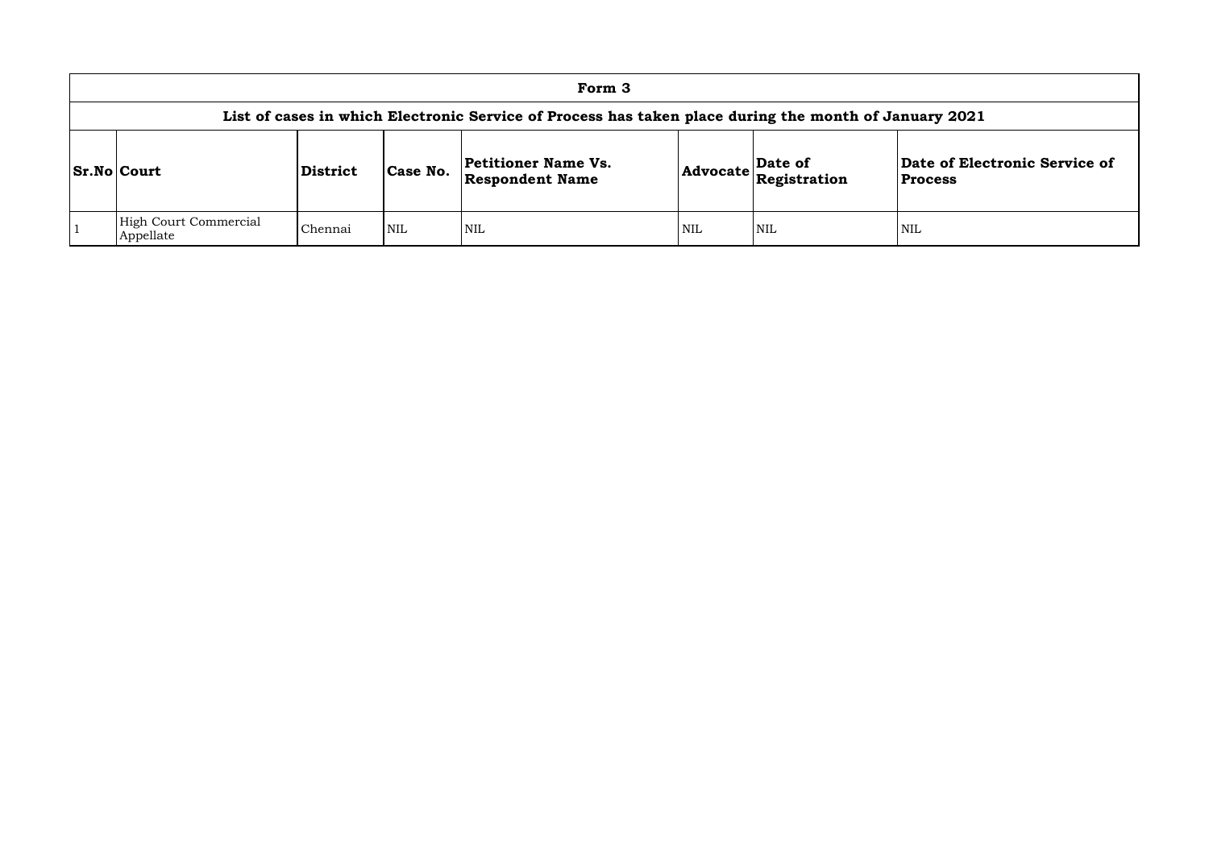# Form 3

## List of cases in which Electronic Service of Process has taken place during the month of January 2021

| Sr.No | Court | District | Case No. | Petitioner Name Vs. Respondent Name | Advocate | Date of Registration | Date of Electronic Service of Process |
|---|---|---|---|---|---|---|---|
| 1 | High Court Commercial Appellate | Chennai | NIL | NIL | NIL | NIL | NIL |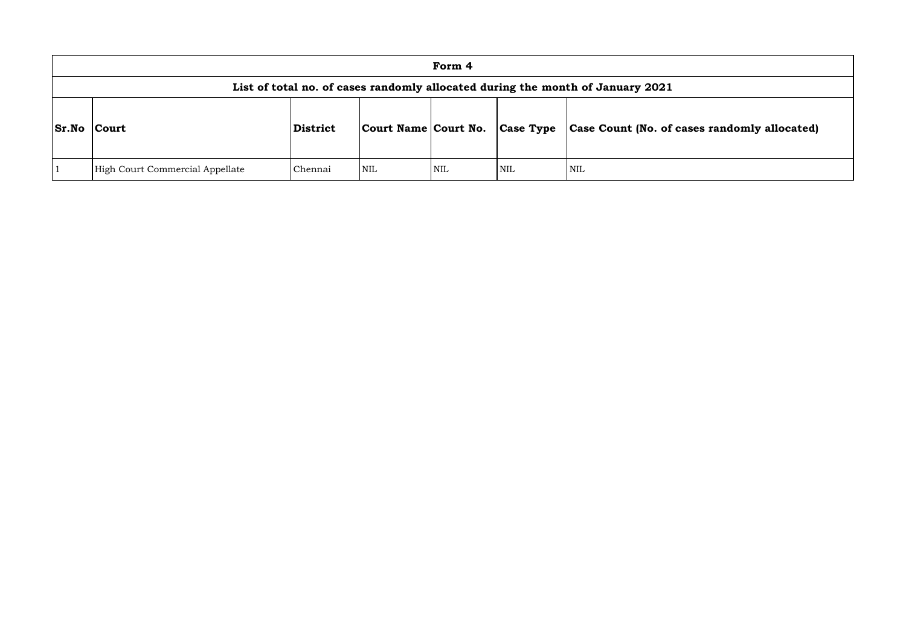| Form 4 | | | | | | |
|---|---|---|---|---|---|---|
| **List of total no. of cases randomly allocated during the month of January 2021** | | | | | | |
| **Sr.No** | **Court** | **District** | **Court Name** | **Court No.** | **Case Type** | **Case Count (No. of cases randomly allocated)** |
| 1 | High Court Commercial Appellate | Chennai | NIL | NIL | NIL | NIL |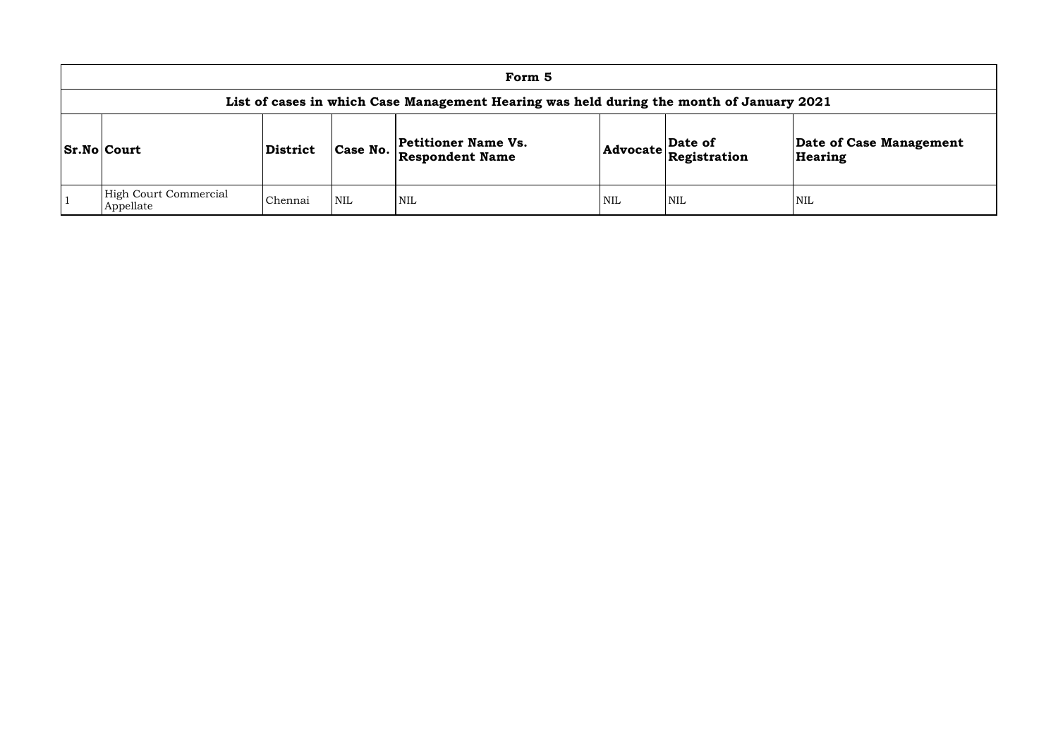| Form 5 | | | | | | | |
|---|---|---|---|---|---|---|---|
| **List of cases in which Case Management Hearing was held during the month of January 2021** | | | | | | | |
| **Sr.No** | **Court** | **District** | **Case No.** | **Petitioner Name Vs. Respondent Name** | **Advocate** | **Date of Registration** | **Date of Case Management Hearing** |
| 1 | High Court Commercial Appellate | Chennai | NIL | NIL | NIL | NIL | NIL |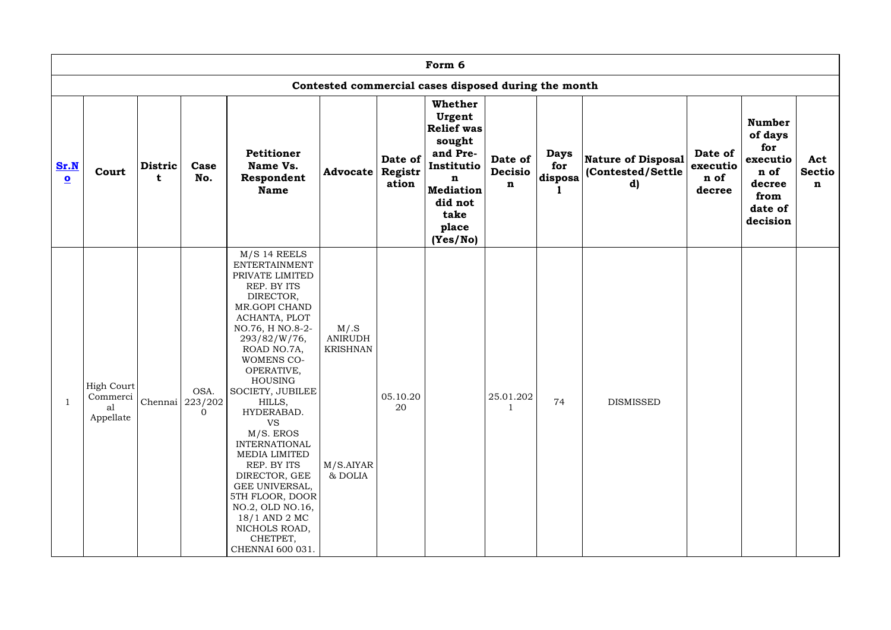# Form 6

## Contested commercial cases disposed during the month

| Sr.No | Court | District | Case No. | Petitioner Name Vs. Respondent Name | Advocate | Date of Registration | Whether Urgent Relief was sought and Pre-Institution Mediation did not take place (Yes/No) | Date of Decision | Days for disposal | Nature of Disposal (Contested/Settled) | Date of execution of decree | Number of days for execution of decree from date of decision | Act Section |
|---|---|---|---|---|---|---|---|---|---|---|---|---|---|
| 1 | High Court Commercial Appellate | Chennai | OSA. 223/2020 | M/S 14 REELS ENTERTAINMENT PRIVATE LIMITED REP. BY ITS DIRECTOR, MR.GOPI CHAND ACHANTA, PLOT NO.76, H NO.8-2-293/82/W/76, ROAD NO.7A, WOMENS CO-OPERATIVE, HOUSING SOCIETY, JUBILEE HILLS, HYDERABAD. VS M/S. EROS INTERNATIONAL MEDIA LIMITED REP. BY ITS DIRECTOR, GEE GEE UNIVERSAL, 5TH FLOOR, DOOR NO.2, OLD NO.16, 18/1 AND 2 MC NICHOLS ROAD, CHETPET, CHENNAI 600 031. | M/.S ANIRUDH KRISHNAN M/S.AIYAR & DOLIA | 05.10.2020 | | 25.01.2021 | 74 | DISMISSED | | | |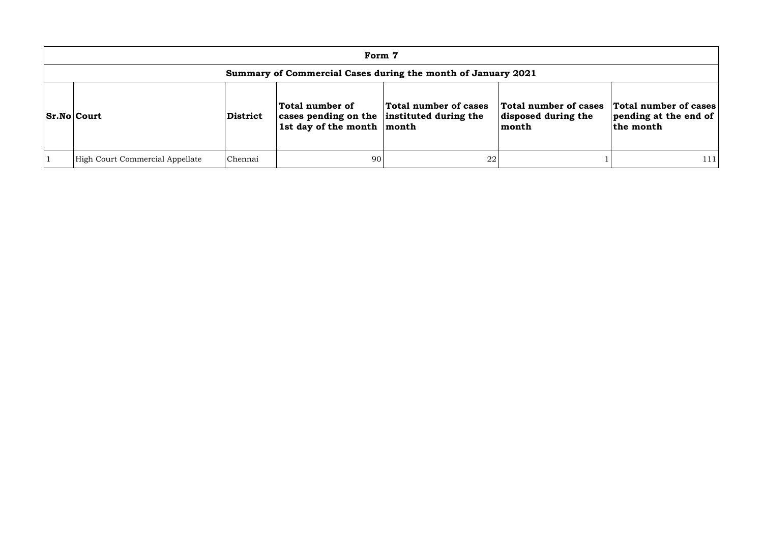| Form 7 | | | | | | |
|---|---|---|---|---|---|---|
| **Summary of Commercial Cases during the month of January 2021** | | | | | | |
| **Sr.No** | **Court** | **District** | **Total number of cases pending on the 1st day of the month** | **Total number of cases instituted during the month** | **Total number of cases disposed during the month** | **Total number of cases pending at the end of the month** |
| 1 | High Court Commercial Appellate | Chennai | 90 | 22 | 1 | 111 |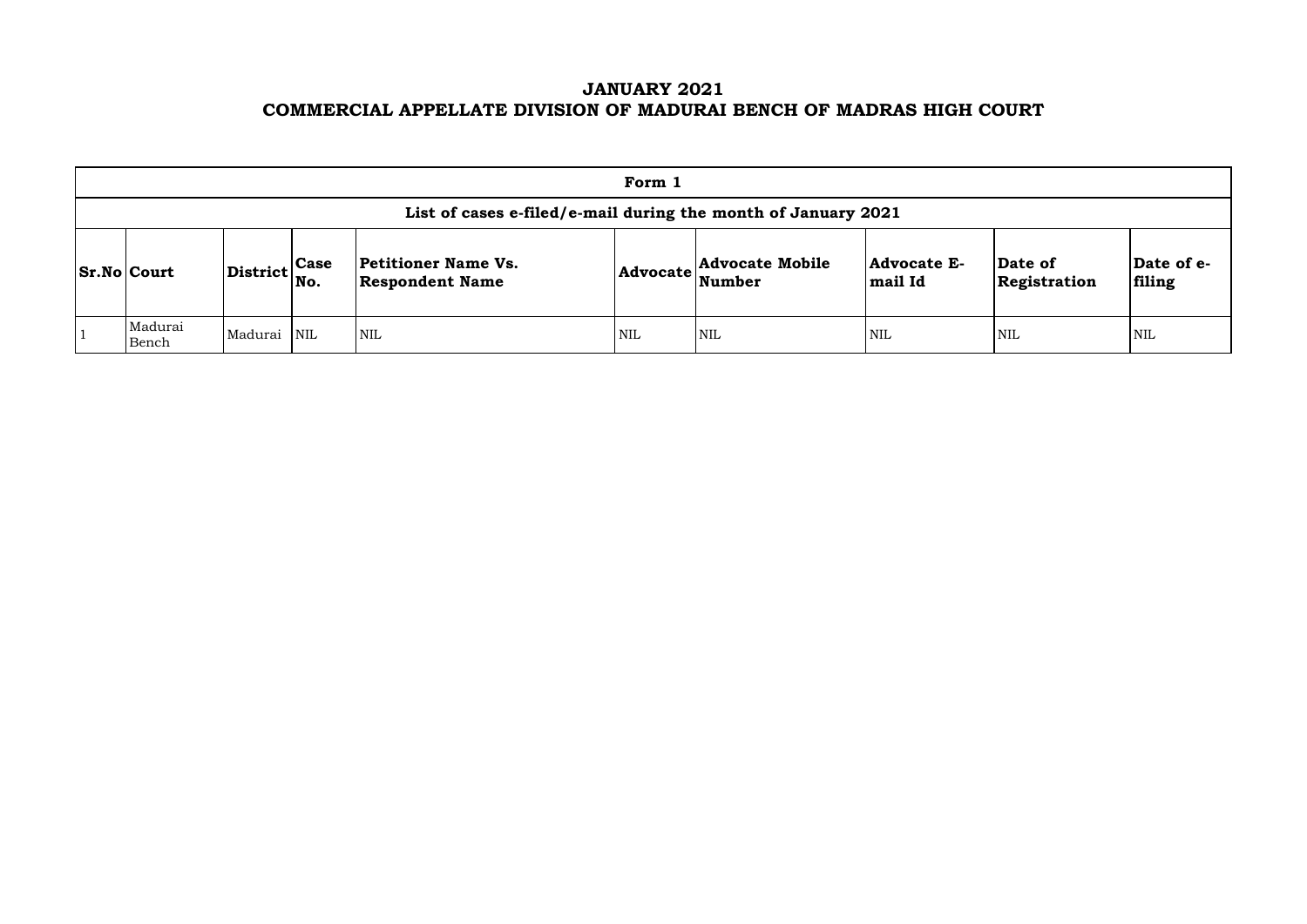# JANUARY 2021
# COMMERCIAL APPELLATE DIVISION OF MADURAI BENCH OF MADRAS HIGH COURT

| Form 1 | | | | | | | | | |
|---|---|---|---|---|---|---|---|---|---|
| **List of cases e-filed/e-mail during the month of January 2021** | | | | | | | | | |
| **Sr.No** | **Court** | **District** | **Case No.** | **Petitioner Name Vs. Respondent Name** | **Advocate** | **Advocate Mobile Number** | **Advocate E-mail Id** | **Date of Registration** | **Date of e-filing** |
| 1 | Madurai Bench | Madurai | NIL | NIL | NIL | NIL | NIL | NIL | NIL |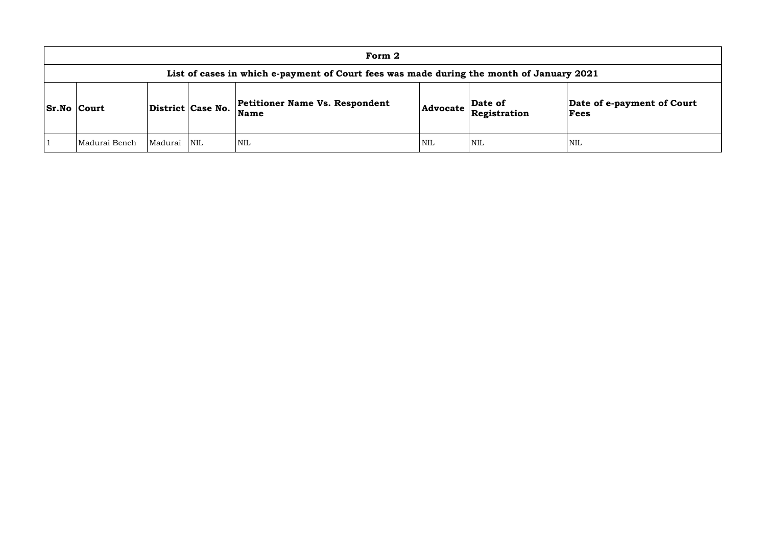| Form 2 | | | | | | | |
|---|---|---|---|---|---|---|---|
| **List of cases in which e-payment of Court fees was made during the month of January 2021** | | | | | | | |
| **Sr.No** | **Court** | **District** | **Case No.** | **Petitioner Name Vs. Respondent Name** | **Advocate** | **Date of Registration** | **Date of e-payment of Court Fees** |
| 1 | Madurai Bench | Madurai | NIL | NIL | NIL | NIL | NIL |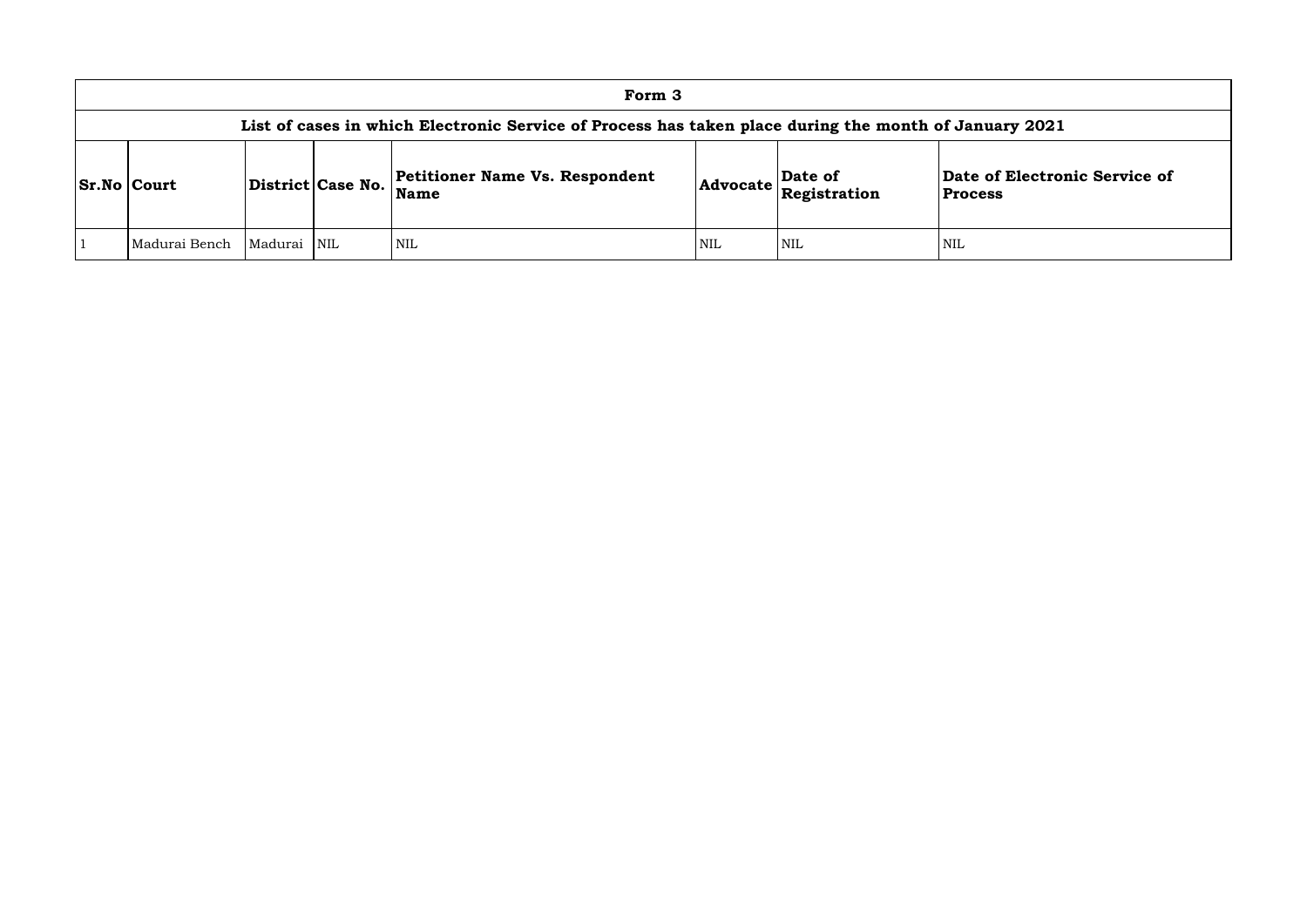| Form 3 | | | | | | | |
|---|---|---|---|---|---|---|---|
| **List of cases in which Electronic Service of Process has taken place during the month of January 2021** | | | | | | | |
| **Sr.No** | **Court** | **District** | **Case No.** | **Petitioner Name Vs. Respondent Name** | **Advocate** | **Date of Registration** | **Date of Electronic Service of Process** |
| 1 | Madurai Bench | Madurai | NIL | NIL | NIL | NIL | NIL |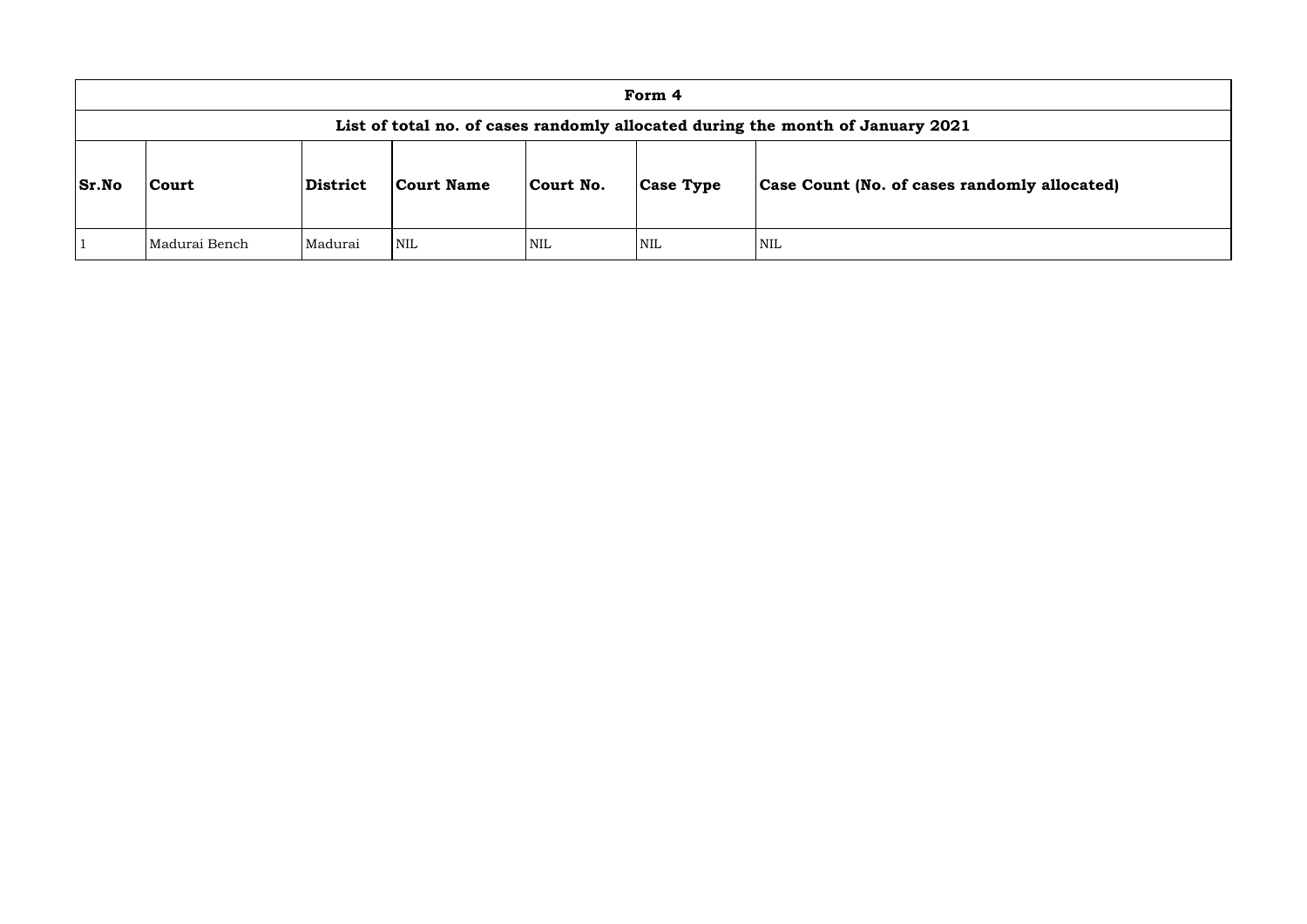| **Form 4** | | | | | | |
|---|---|---|---|---|---|---|
| **List of total no. of cases randomly allocated during the month of January 2021** | | | | | | |
| **Sr.No** | **Court** | **District** | **Court Name** | **Court No.** | **Case Type** | **Case Count (No. of cases randomly allocated)** |
| 1 | Madurai Bench | Madurai | NIL | NIL | NIL | NIL |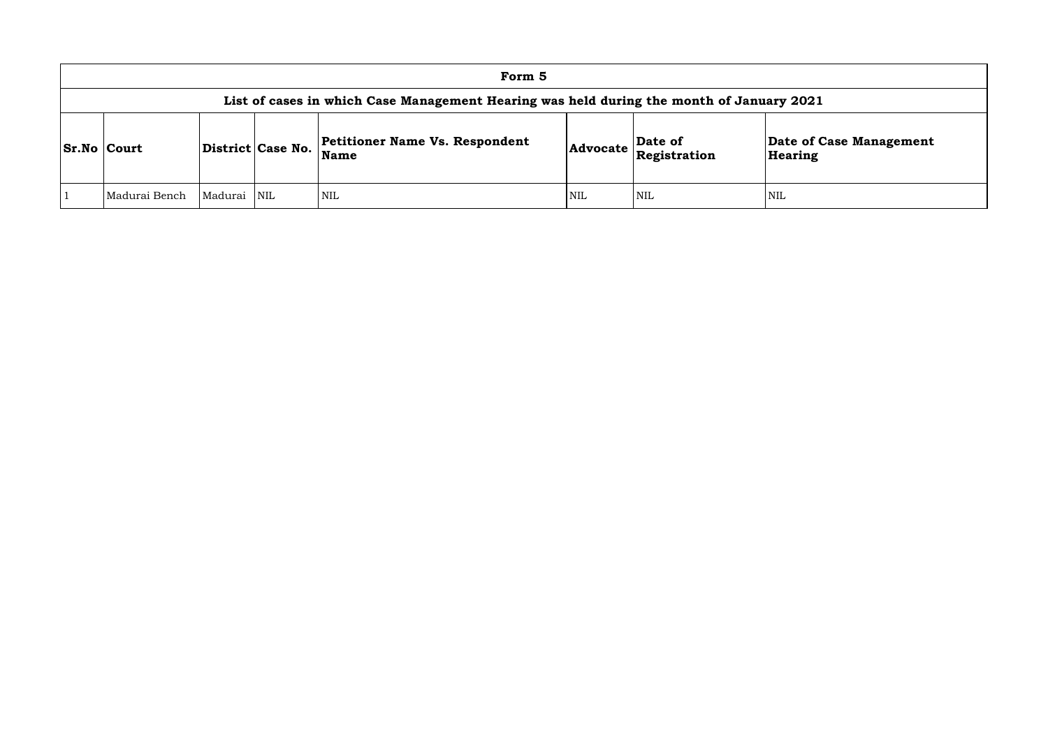# Form 5

## List of cases in which Case Management Hearing was held during the month of January 2021

| Sr.No | Court | District | Case No. | Petitioner Name Vs. Respondent Name | Advocate | Date of Registration | Date of Case Management Hearing |
|---|---|---|---|---|---|---|---|
| 1 | Madurai Bench | Madurai | NIL | NIL | NIL | NIL | NIL |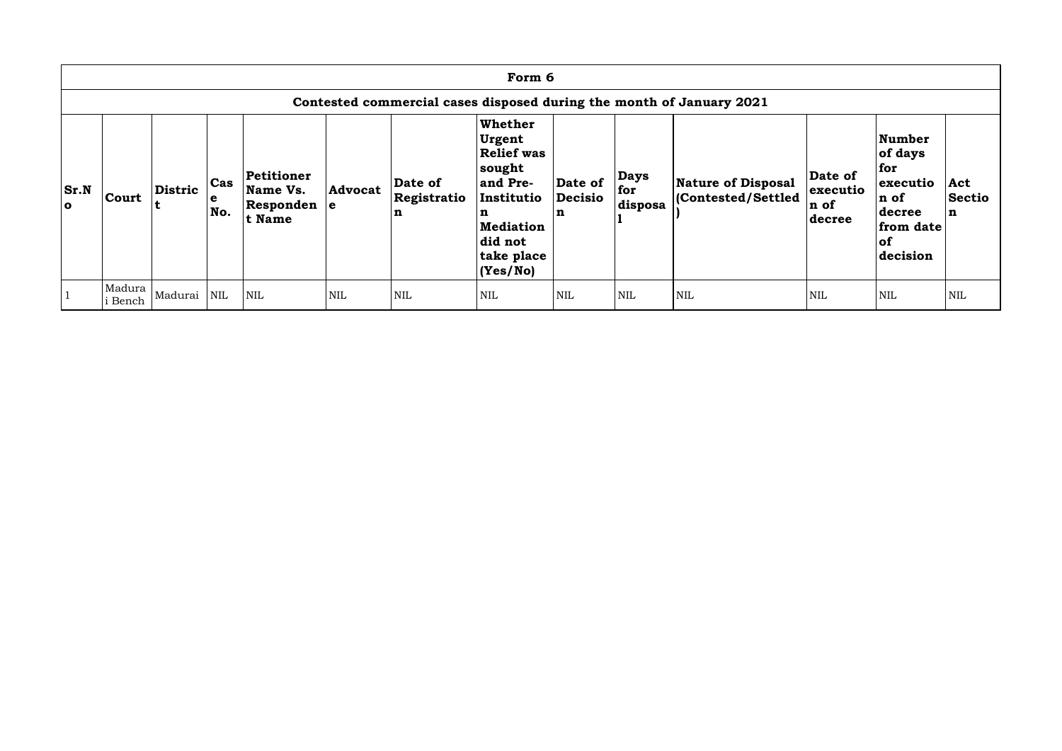## Form 6

### Contested commercial cases disposed during the month of January 2021

| Sr.No | Court | District | Case No. | Petitioner Name Vs. Respondent Name | Advocate | Date of Registration | Whether Urgent Relief was sought and Pre-Institution Mediation did not take place (Yes/No) | Date of Decision | Days for disposal | Nature of Disposal (Contested/Settled) | Date of execution of decree | Number of days for execution of decree from date of decision | Act Section |
|---|---|---|---|---|---|---|---|---|---|---|---|---|---|
| 1 | Madurai Bench | Madurai | NIL | NIL | NIL | NIL | NIL | NIL | NIL | NIL | NIL | NIL | NIL |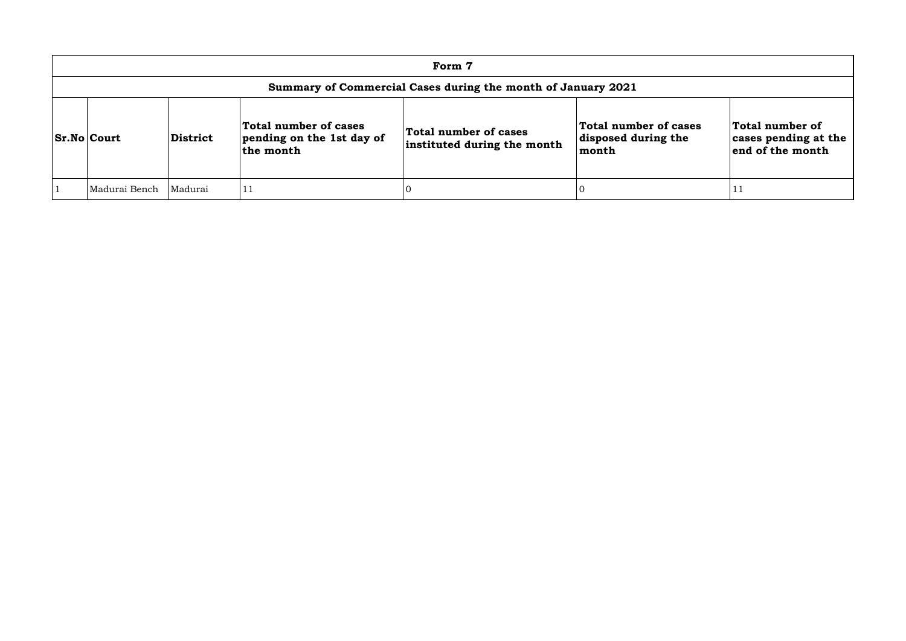# Form 7

## Summary of Commercial Cases during the month of January 2021

| Sr.No | Court | District | Total number of cases pending on the 1st day of the month | Total number of cases instituted during the month | Total number of cases disposed during the month | Total number of cases pending at the end of the month |
|---|---|---|---|---|---|---|
| 1 | Madurai Bench | Madurai | 11 | 0 | 0 | 11 |